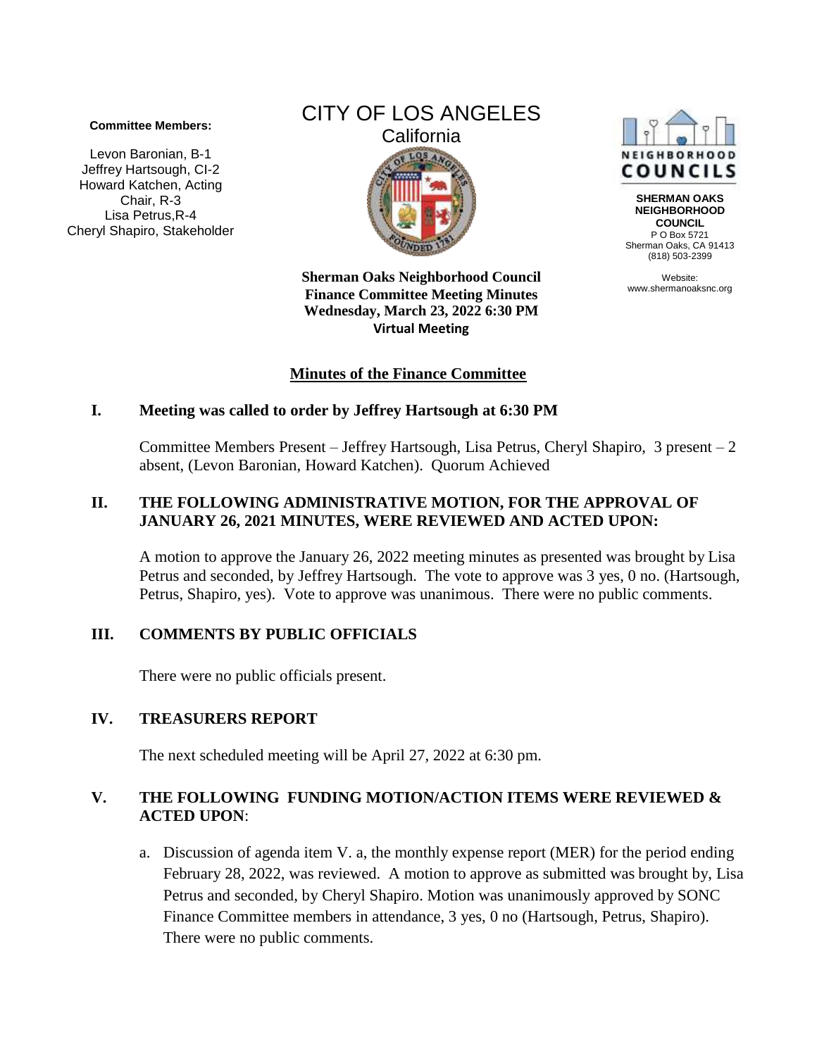**Committee Members:**

Levon Baronian, B-1
Jeffrey Hartsough, CI-2
Howard Katchen, Acting Chair, R-3
Lisa Petrus,R-4
Cheryl Shapiro, Stakeholder

CITY OF LOS ANGELES
California

**SHERMAN OAKS NEIGHBORHOOD COUNCIL**
P O Box 5721
Sherman Oaks, CA 91413
(818) 503-2399

Website:
www.shermanoaksnc.org

**Sherman Oaks Neighborhood Council**
**Finance Committee Meeting Minutes**
**Wednesday, March 23, 2022 6:30 PM**
**Virtual Meeting**

## Minutes of the Finance Committee

### I. Meeting was called to order by Jeffrey Hartsough at 6:30 PM

Committee Members Present – Jeffrey Hartsough, Lisa Petrus, Cheryl Shapiro, 3 present – 2 absent, (Levon Baronian, Howard Katchen). Quorum Achieved

### II. THE FOLLOWING ADMINISTRATIVE MOTION, FOR THE APPROVAL OF JANUARY 26, 2021 MINUTES, WERE REVIEWED AND ACTED UPON:

A motion to approve the January 26, 2022 meeting minutes as presented was brought by Lisa Petrus and seconded, by Jeffrey Hartsough. The vote to approve was 3 yes, 0 no. (Hartsough, Petrus, Shapiro, yes). Vote to approve was unanimous. There were no public comments.

### III. COMMENTS BY PUBLIC OFFICIALS

There were no public officials present.

### IV. TREASURERS REPORT

The next scheduled meeting will be April 27, 2022 at 6:30 pm.

### V. THE FOLLOWING FUNDING MOTION/ACTION ITEMS WERE REVIEWED & ACTED UPON:

a. Discussion of agenda item V. a, the monthly expense report (MER) for the period ending February 28, 2022, was reviewed. A motion to approve as submitted was brought by, Lisa Petrus and seconded, by Cheryl Shapiro. Motion was unanimously approved by SONC Finance Committee members in attendance, 3 yes, 0 no (Hartsough, Petrus, Shapiro). There were no public comments.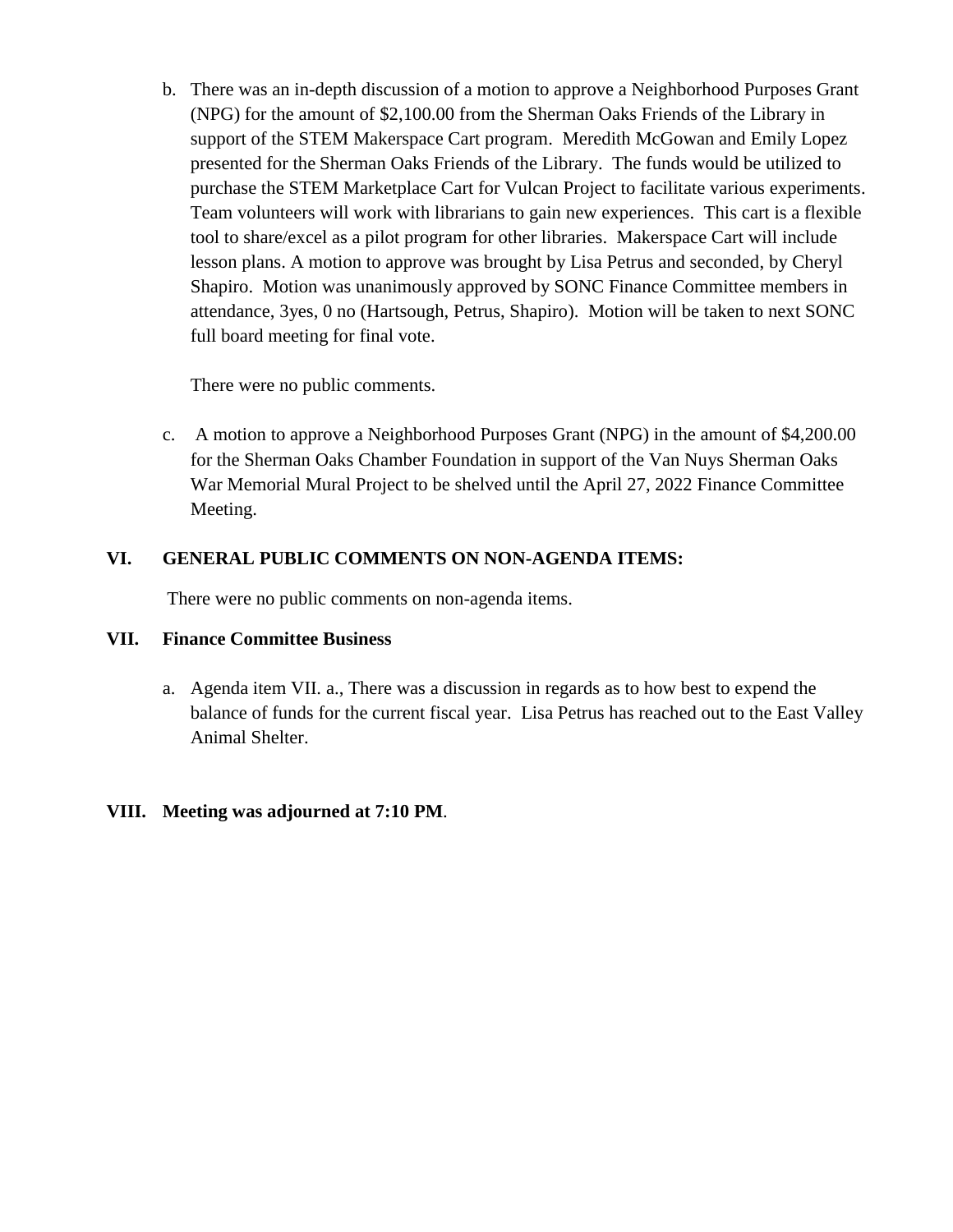b. There was an in-depth discussion of a motion to approve a Neighborhood Purposes Grant (NPG) for the amount of $2,100.00 from the Sherman Oaks Friends of the Library in support of the STEM Makerspace Cart program. Meredith McGowan and Emily Lopez presented for the Sherman Oaks Friends of the Library. The funds would be utilized to purchase the STEM Marketplace Cart for Vulcan Project to facilitate various experiments. Team volunteers will work with librarians to gain new experiences. This cart is a flexible tool to share/excel as a pilot program for other libraries. Makerspace Cart will include lesson plans. A motion to approve was brought by Lisa Petrus and seconded, by Cheryl Shapiro. Motion was unanimously approved by SONC Finance Committee members in attendance, 3yes, 0 no (Hartsough, Petrus, Shapiro). Motion will be taken to next SONC full board meeting for final vote.

   There were no public comments.

c. A motion to approve a Neighborhood Purposes Grant (NPG) in the amount of $4,200.00 for the Sherman Oaks Chamber Foundation in support of the Van Nuys Sherman Oaks War Memorial Mural Project to be shelved until the April 27, 2022 Finance Committee Meeting.

## VI. GENERAL PUBLIC COMMENTS ON NON-AGENDA ITEMS:

There were no public comments on non-agenda items.

## VII. Finance Committee Business

a. Agenda item VII. a., There was a discussion in regards as to how best to expend the balance of funds for the current fiscal year. Lisa Petrus has reached out to the East Valley Animal Shelter.

## VIII. Meeting was adjourned at 7:10 PM.